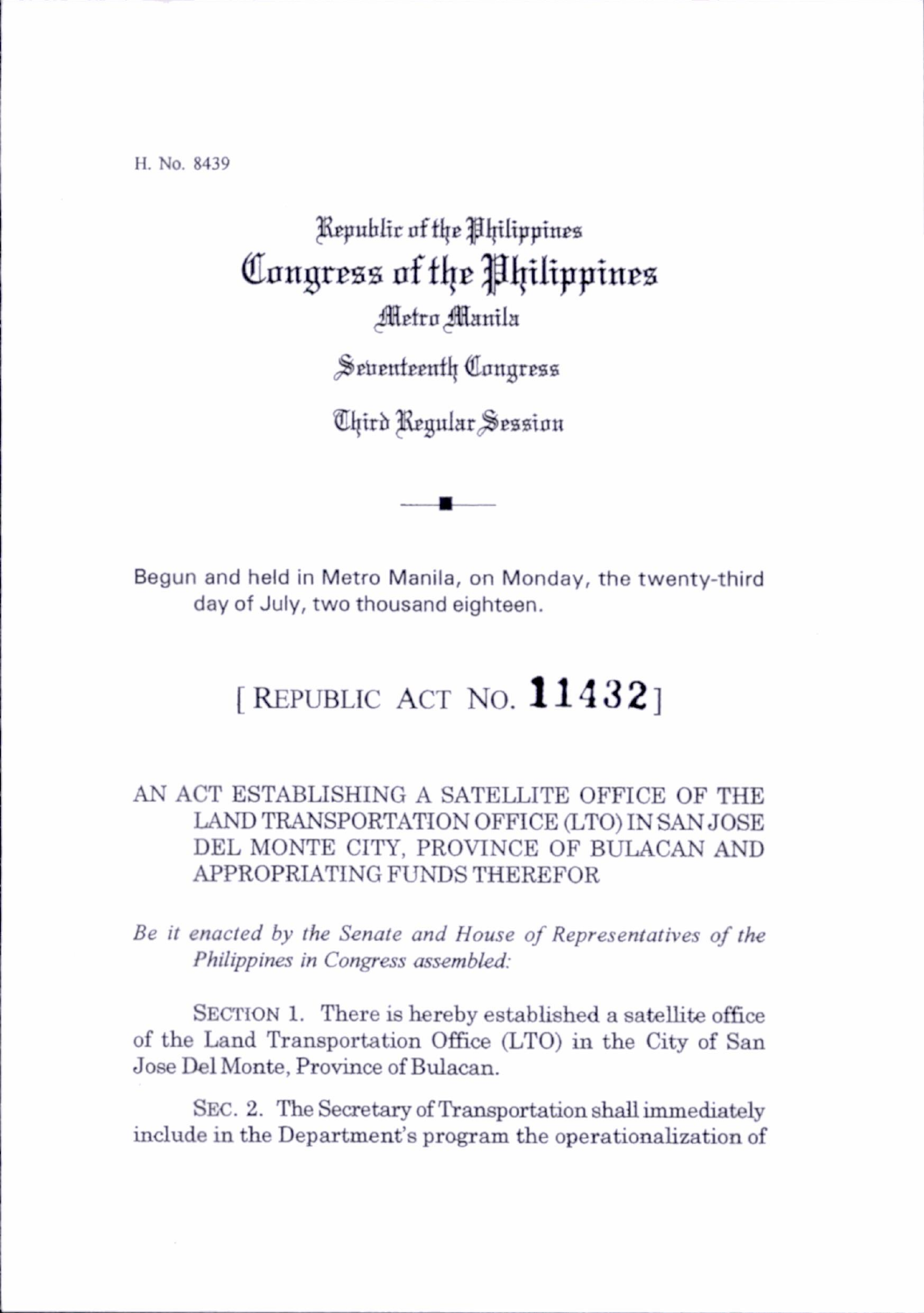H. No. 8439

# Republic of the Philippines
# Congress of the Philippines
## Metro Manila

### Seventeenth Congress

### Third Regular Session

Begun and held in Metro Manila, on Monday, the twenty-third day of July, two thousand eighteen.

## [ REPUBLIC ACT NO. **11432** ]

AN ACT ESTABLISHING A SATELLITE OFFICE OF THE LAND TRANSPORTATION OFFICE (LTO) IN SAN JOSE DEL MONTE CITY, PROVINCE OF BULACAN AND APPROPRIATING FUNDS THEREFOR

*Be it enacted by the Senate and House of Representatives of the Philippines in Congress assembled:*

SECTION 1. There is hereby established a satellite office of the Land Transportation Office (LTO) in the City of San Jose Del Monte, Province of Bulacan.

SEC. 2. The Secretary of Transportation shall immediately include in the Department's program the operationalization of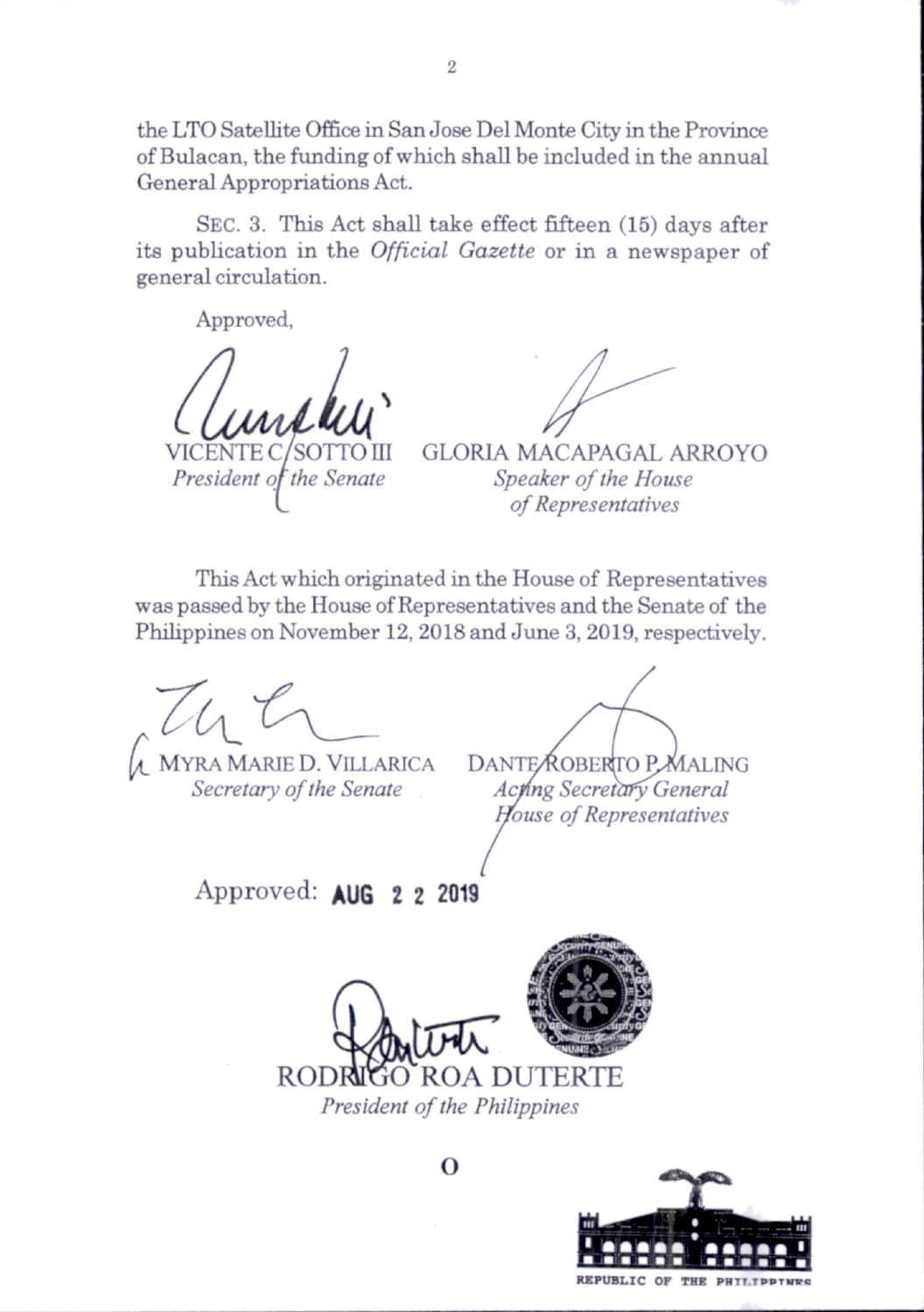the LTO Satellite Office in San Jose Del Monte City in the Province of Bulacan, the funding of which shall be included in the annual General Appropriations Act.

SEC. 3. This Act shall take effect fifteen (15) days after its publication in the *Official Gazette* or in a newspaper of general circulation.

Approved,

| | |
|---|---|
| VICENTE C. SOTTO III | GLORIA MACAPAGAL ARROYO |
| *President of the Senate* | *Speaker of the House of Representatives* |

This Act which originated in the House of Representatives was passed by the House of Representatives and the Senate of the Philippines on November 12, 2018 and June 3, 2019, respectively.

| | |
|---|---|
| MYRA MARIE D. VILLARICA | DANTE ROBERTO P. MALING |
| *Secretary of the Senate* | *Acting Secretary General House of Representatives* |

Approved: **AUG 22 2019**

RODRIGO ROA DUTERTE
*President of the Philippines*

O

REPUBLIC OF THE PHILIPPINES